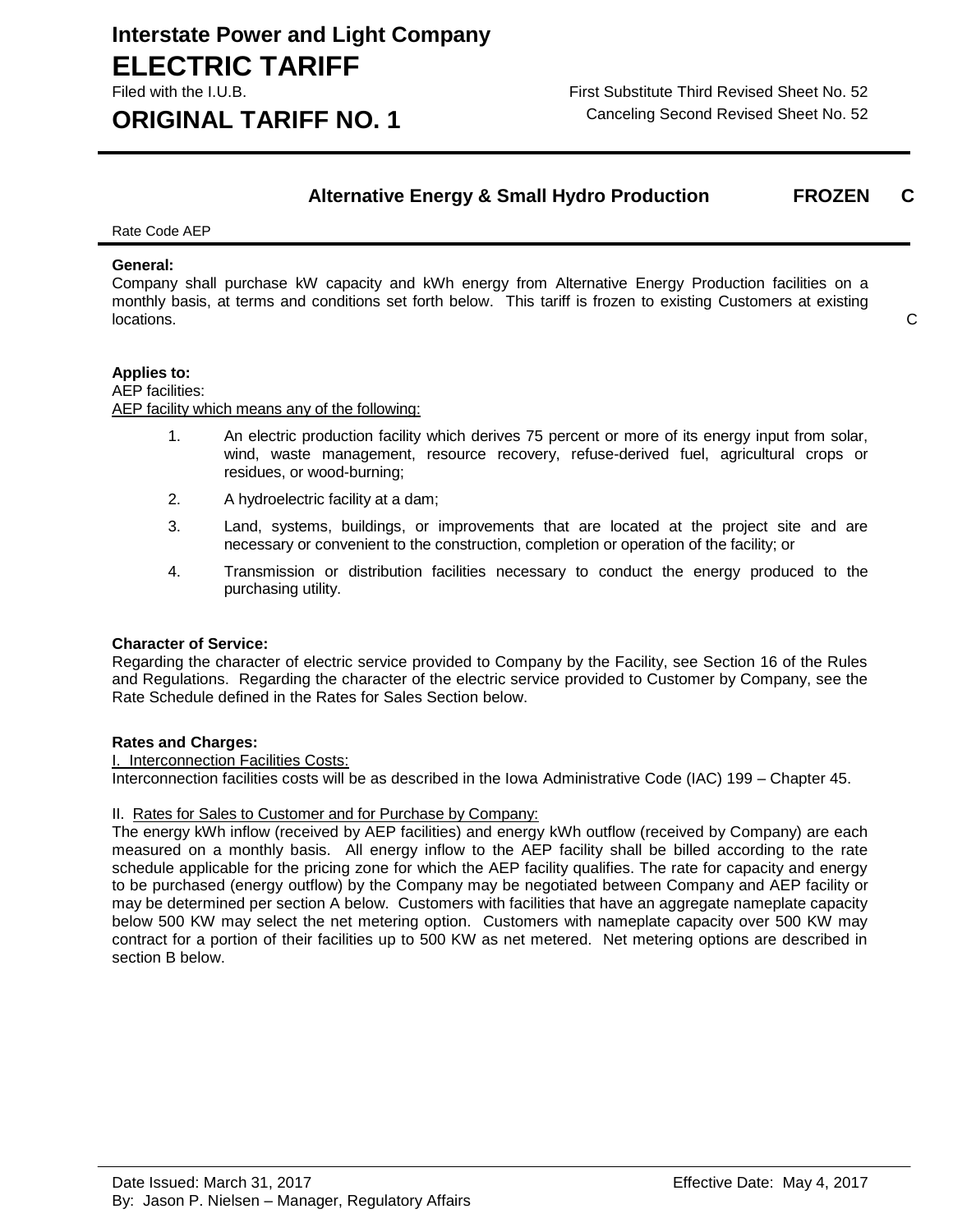# Interstate Power and Light Company

## ELECTRIC TARIFF

Filed with the I.U.B.

## ORIGINAL TARIFF NO. 1

First Substitute Third Revised Sheet No. 52
Canceling Second Revised Sheet No. 52

### Alternative Energy & Small Hydro Production **FROZEN** C

Rate Code AEP

**General:**
Company shall purchase kW capacity and kWh energy from Alternative Energy Production facilities on a monthly basis, at terms and conditions set forth below. This tariff is frozen to existing Customers at existing locations. C

**Applies to:**
AEP facilities:
AEP facility which means any of the following:

1. An electric production facility which derives 75 percent or more of its energy input from solar, wind, waste management, resource recovery, refuse-derived fuel, agricultural crops or residues, or wood-burning;
2. A hydroelectric facility at a dam;
3. Land, systems, buildings, or improvements that are located at the project site and are necessary or convenient to the construction, completion or operation of the facility; or
4. Transmission or distribution facilities necessary to conduct the energy produced to the purchasing utility.

**Character of Service:**
Regarding the character of electric service provided to Company by the Facility, see Section 16 of the Rules and Regulations. Regarding the character of the electric service provided to Customer by Company, see the Rate Schedule defined in the Rates for Sales Section below.

**Rates and Charges:**
I. Interconnection Facilities Costs:
Interconnection facilities costs will be as described in the Iowa Administrative Code (IAC) 199 – Chapter 45.

II. Rates for Sales to Customer and for Purchase by Company:
The energy kWh inflow (received by AEP facilities) and energy kWh outflow (received by Company) are each measured on a monthly basis. All energy inflow to the AEP facility shall be billed according to the rate schedule applicable for the pricing zone for which the AEP facility qualifies. The rate for capacity and energy to be purchased (energy outflow) by the Company may be negotiated between Company and AEP facility or may be determined per section A below. Customers with facilities that have an aggregate nameplate capacity below 500 KW may select the net metering option. Customers with nameplate capacity over 500 KW may contract for a portion of their facilities up to 500 KW as net metered. Net metering options are described in section B below.

Date Issued: March 31, 2017
By: Jason P. Nielsen – Manager, Regulatory Affairs
Effective Date: May 4, 2017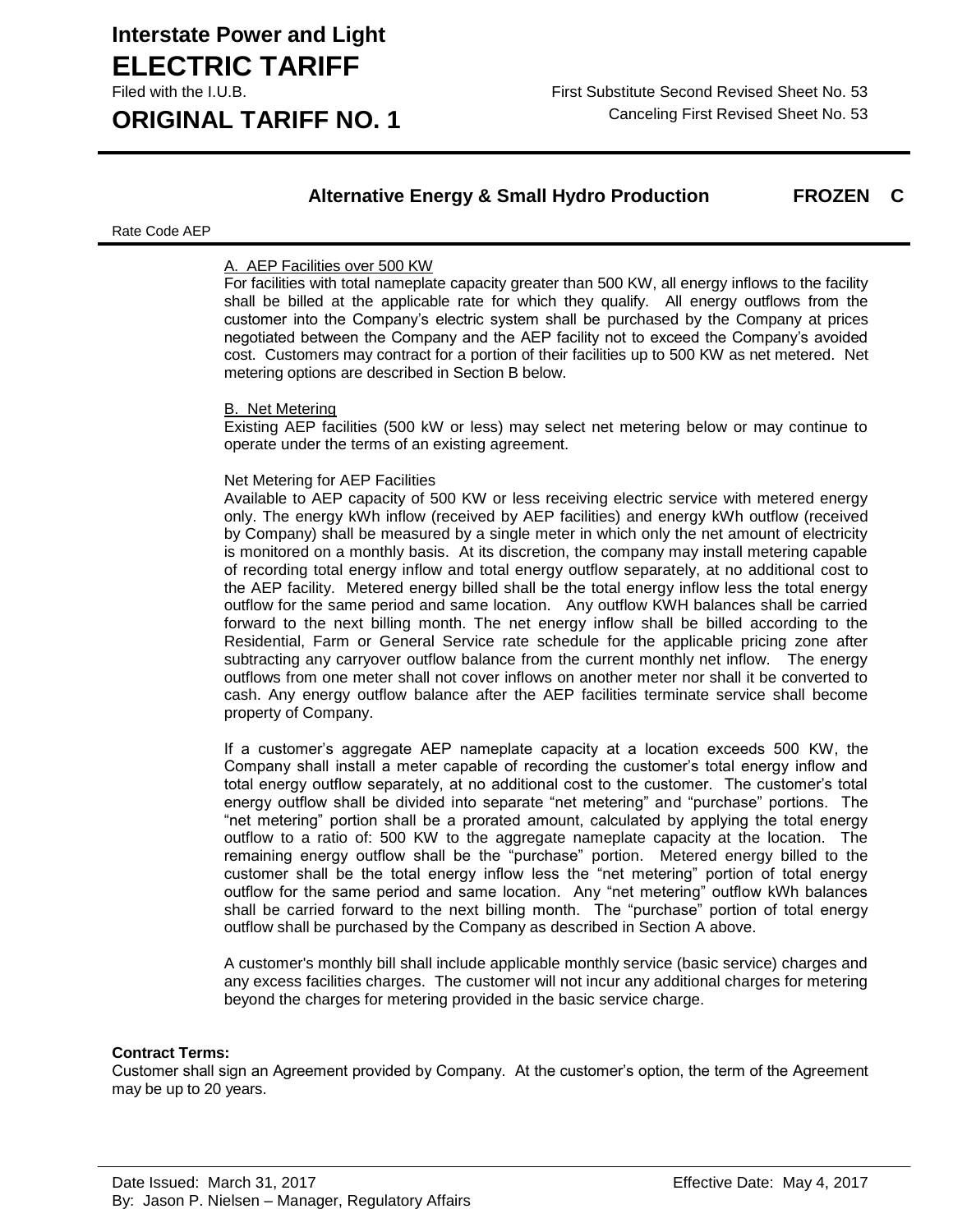## Alternative Energy & Small Hydro Production **FROZEN C**

Rate Code AEP

A. AEP Facilities over 500 KW

For facilities with total nameplate capacity greater than 500 KW, all energy inflows to the facility shall be billed at the applicable rate for which they qualify. All energy outflows from the customer into the Company's electric system shall be purchased by the Company at prices negotiated between the Company and the AEP facility not to exceed the Company's avoided cost. Customers may contract for a portion of their facilities up to 500 KW as net metered. Net metering options are described in Section B below.

B. Net Metering

Existing AEP facilities (500 kW or less) may select net metering below or may continue to operate under the terms of an existing agreement.

Net Metering for AEP Facilities

Available to AEP capacity of 500 KW or less receiving electric service with metered energy only. The energy kWh inflow (received by AEP facilities) and energy kWh outflow (received by Company) shall be measured by a single meter in which only the net amount of electricity is monitored on a monthly basis. At its discretion, the company may install metering capable of recording total energy inflow and total energy outflow separately, at no additional cost to the AEP facility. Metered energy billed shall be the total energy inflow less the total energy outflow for the same period and same location. Any outflow KWH balances shall be carried forward to the next billing month. The net energy inflow shall be billed according to the Residential, Farm or General Service rate schedule for the applicable pricing zone after subtracting any carryover outflow balance from the current monthly net inflow. The energy outflows from one meter shall not cover inflows on another meter nor shall it be converted to cash. Any energy outflow balance after the AEP facilities terminate service shall become property of Company.

If a customer's aggregate AEP nameplate capacity at a location exceeds 500 KW, the Company shall install a meter capable of recording the customer's total energy inflow and total energy outflow separately, at no additional cost to the customer. The customer's total energy outflow shall be divided into separate "net metering" and "purchase" portions. The "net metering" portion shall be a prorated amount, calculated by applying the total energy outflow to a ratio of: 500 KW to the aggregate nameplate capacity at the location. The remaining energy outflow shall be the "purchase" portion. Metered energy billed to the customer shall be the total energy inflow less the "net metering" portion of total energy outflow for the same period and same location. Any "net metering" outflow kWh balances shall be carried forward to the next billing month. The "purchase" portion of total energy outflow shall be purchased by the Company as described in Section A above.

A customer's monthly bill shall include applicable monthly service (basic service) charges and any excess facilities charges. The customer will not incur any additional charges for metering beyond the charges for metering provided in the basic service charge.

**Contract Terms:**

Customer shall sign an Agreement provided by Company. At the customer's option, the term of the Agreement may be up to 20 years.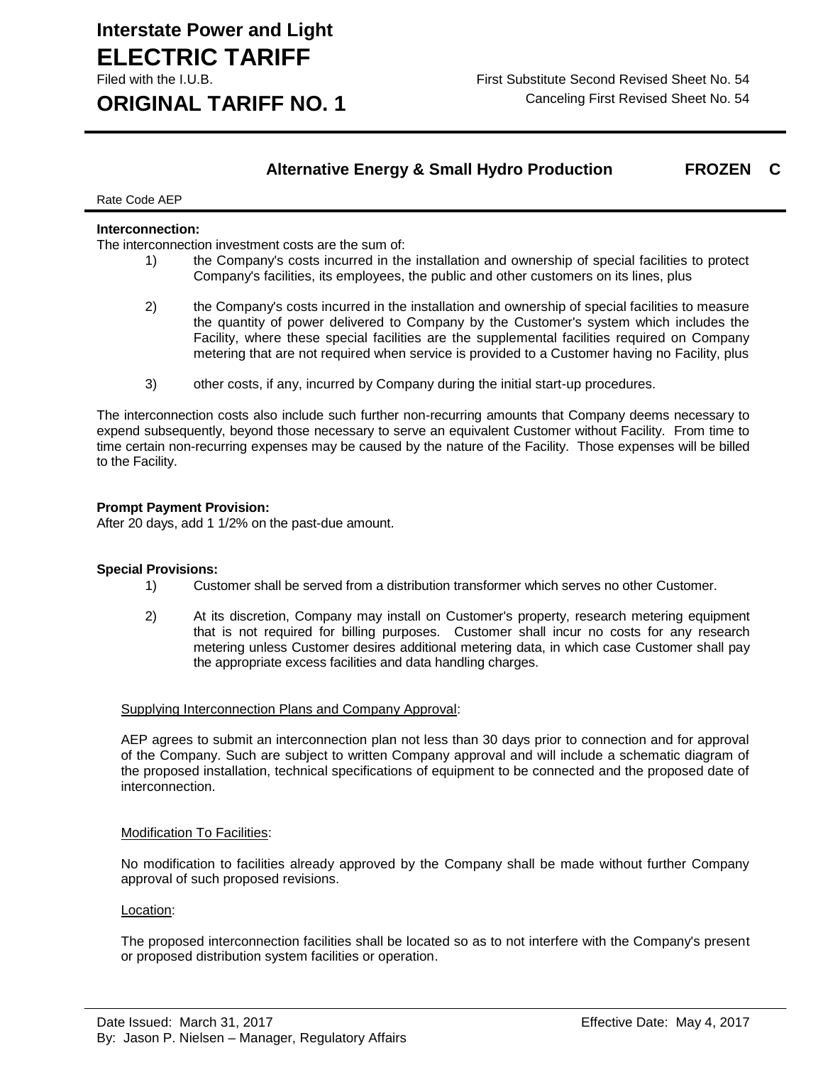**Interstate Power and Light**
# ELECTRIC TARIFF
Filed with the I.U.B.
## ORIGINAL TARIFF NO. 1

First Substitute Second Revised Sheet No. 54
Canceling First Revised Sheet No. 54

### Alternative Energy & Small Hydro Production FROZEN C

Rate Code AEP

**Interconnection:**
The interconnection investment costs are the sum of:

1) the Company's costs incurred in the installation and ownership of special facilities to protect Company's facilities, its employees, the public and other customers on its lines, plus

2) the Company's costs incurred in the installation and ownership of special facilities to measure the quantity of power delivered to Company by the Customer's system which includes the Facility, where these special facilities are the supplemental facilities required on Company metering that are not required when service is provided to a Customer having no Facility, plus

3) other costs, if any, incurred by Company during the initial start-up procedures.

The interconnection costs also include such further non-recurring amounts that Company deems necessary to expend subsequently, beyond those necessary to serve an equivalent Customer without Facility. From time to time certain non-recurring expenses may be caused by the nature of the Facility. Those expenses will be billed to the Facility.

**Prompt Payment Provision:**
After 20 days, add 1 1/2% on the past-due amount.

**Special Provisions:**

1) Customer shall be served from a distribution transformer which serves no other Customer.

2) At its discretion, Company may install on Customer's property, research metering equipment that is not required for billing purposes. Customer shall incur no costs for any research metering unless Customer desires additional metering data, in which case Customer shall pay the appropriate excess facilities and data handling charges.

<u>Supplying Interconnection Plans and Company Approval</u>:

AEP agrees to submit an interconnection plan not less than 30 days prior to connection and for approval of the Company. Such are subject to written Company approval and will include a schematic diagram of the proposed installation, technical specifications of equipment to be connected and the proposed date of interconnection.

<u>Modification To Facilities</u>:

No modification to facilities already approved by the Company shall be made without further Company approval of such proposed revisions.

<u>Location</u>:

The proposed interconnection facilities shall be located so as to not interfere with the Company's present or proposed distribution system facilities or operation.

Date Issued: March 31, 2017
By: Jason P. Nielsen – Manager, Regulatory Affairs

Effective Date: May 4, 2017